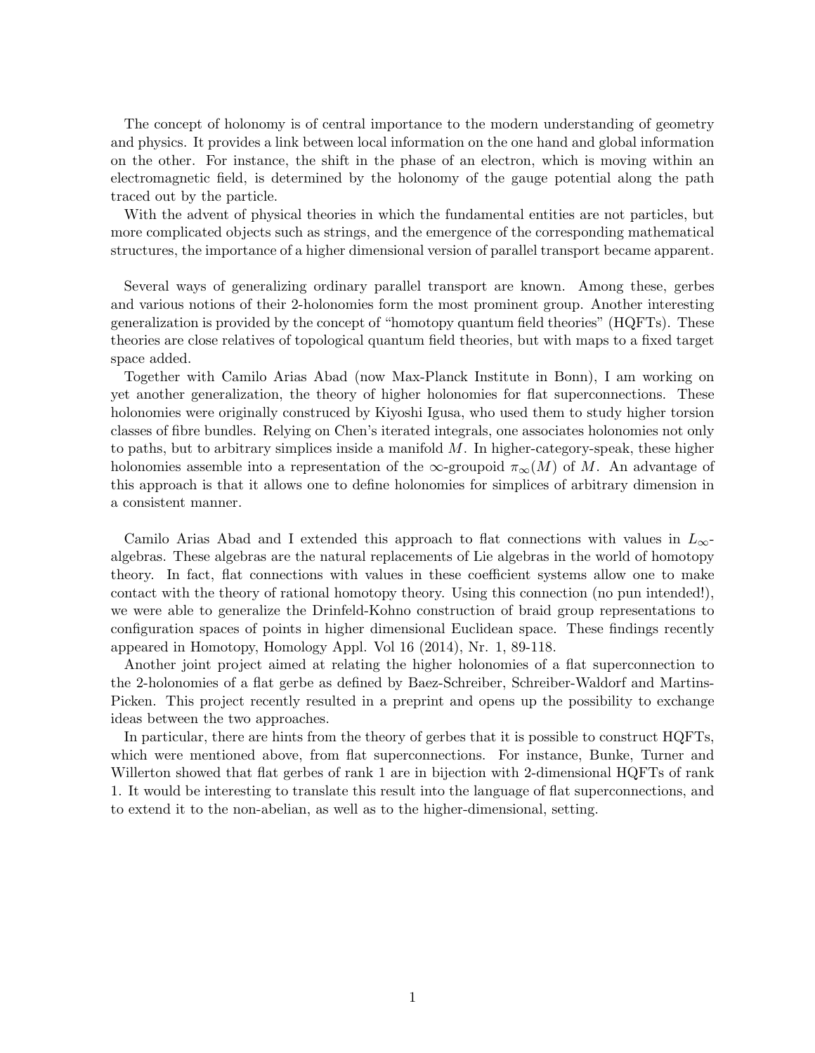The concept of holonomy is of central importance to the modern understanding of geometry and physics. It provides a link between local information on the one hand and global information on the other. For instance, the shift in the phase of an electron, which is moving within an electromagnetic field, is determined by the holonomy of the gauge potential along the path traced out by the particle.

With the advent of physical theories in which the fundamental entities are not particles, but more complicated objects such as strings, and the emergence of the corresponding mathematical structures, the importance of a higher dimensional version of parallel transport became apparent.

Several ways of generalizing ordinary parallel transport are known. Among these, gerbes and various notions of their 2-holonomies form the most prominent group. Another interesting generalization is provided by the concept of "homotopy quantum field theories" (HQFTs). These theories are close relatives of topological quantum field theories, but with maps to a fixed target space added.

Together with Camilo Arias Abad (now Max-Planck Institute in Bonn), I am working on yet another generalization, the theory of higher holonomies for flat superconnections. These holonomies were originally construced by Kiyoshi Igusa, who used them to study higher torsion classes of fibre bundles. Relying on Chen's iterated integrals, one associates holonomies not only to paths, but to arbitrary simplices inside a manifold $M$. In higher-category-speak, these higher holonomies assemble into a representation of the $\infty$-groupoid $\pi_\infty(M)$ of $M$. An advantage of this approach is that it allows one to define holonomies for simplices of arbitrary dimension in a consistent manner.

Camilo Arias Abad and I extended this approach to flat connections with values in $L_\infty$-algebras. These algebras are the natural replacements of Lie algebras in the world of homotopy theory. In fact, flat connections with values in these coefficient systems allow one to make contact with the theory of rational homotopy theory. Using this connection (no pun intended!), we were able to generalize the Drinfeld-Kohno construction of braid group representations to configuration spaces of points in higher dimensional Euclidean space. These findings recently appeared in Homotopy, Homology Appl. Vol 16 (2014), Nr. 1, 89-118.

Another joint project aimed at relating the higher holonomies of a flat superconnection to the 2-holonomies of a flat gerbe as defined by Baez-Schreiber, Schreiber-Waldorf and Martins-Picken. This project recently resulted in a preprint and opens up the possibility to exchange ideas between the two approaches.

In particular, there are hints from the theory of gerbes that it is possible to construct HQFTs, which were mentioned above, from flat superconnections. For instance, Bunke, Turner and Willerton showed that flat gerbes of rank 1 are in bijection with 2-dimensional HQFTs of rank 1. It would be interesting to translate this result into the language of flat superconnections, and to extend it to the non-abelian, as well as to the higher-dimensional, setting.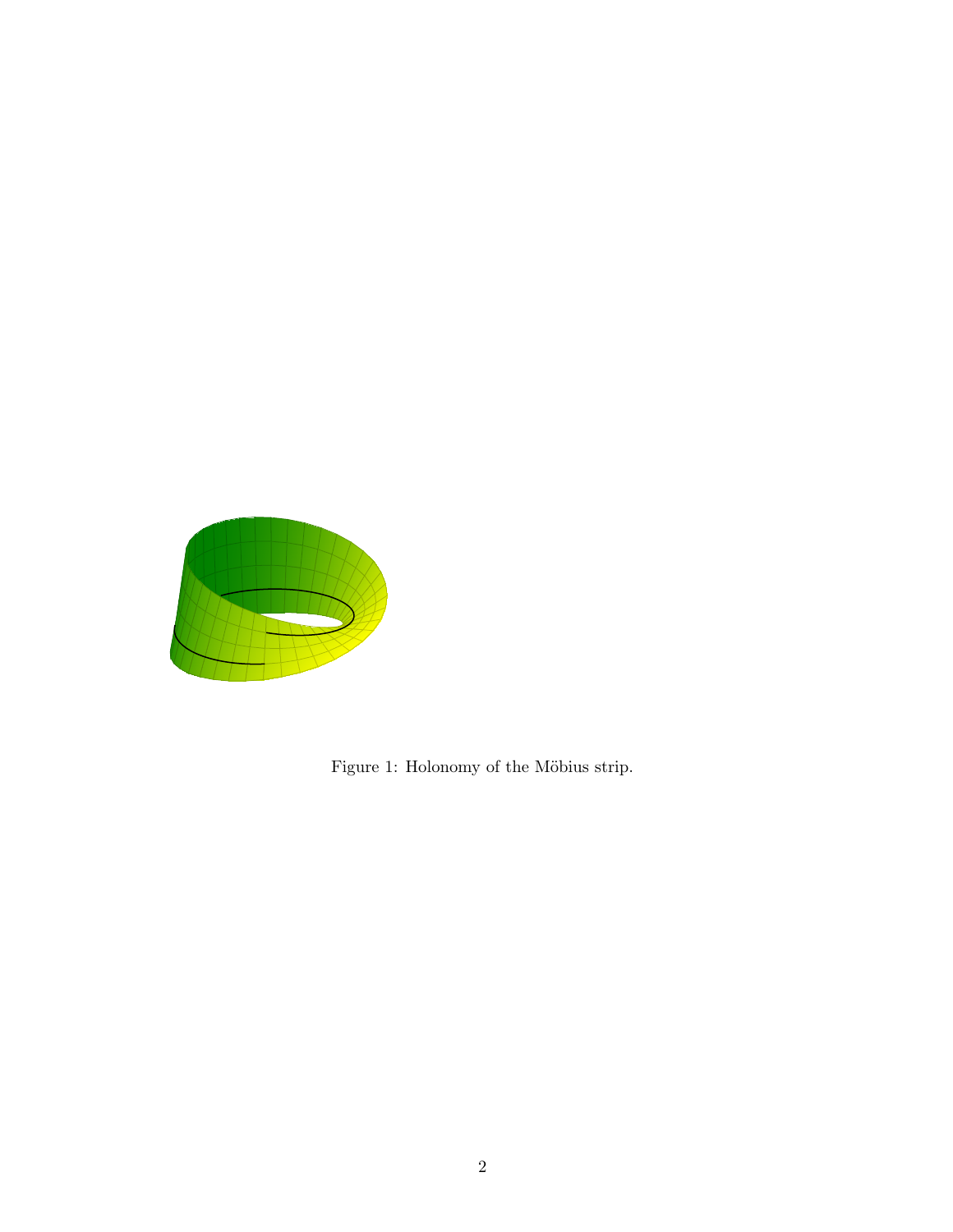Figure 1: Holonomy of the Möbius strip.